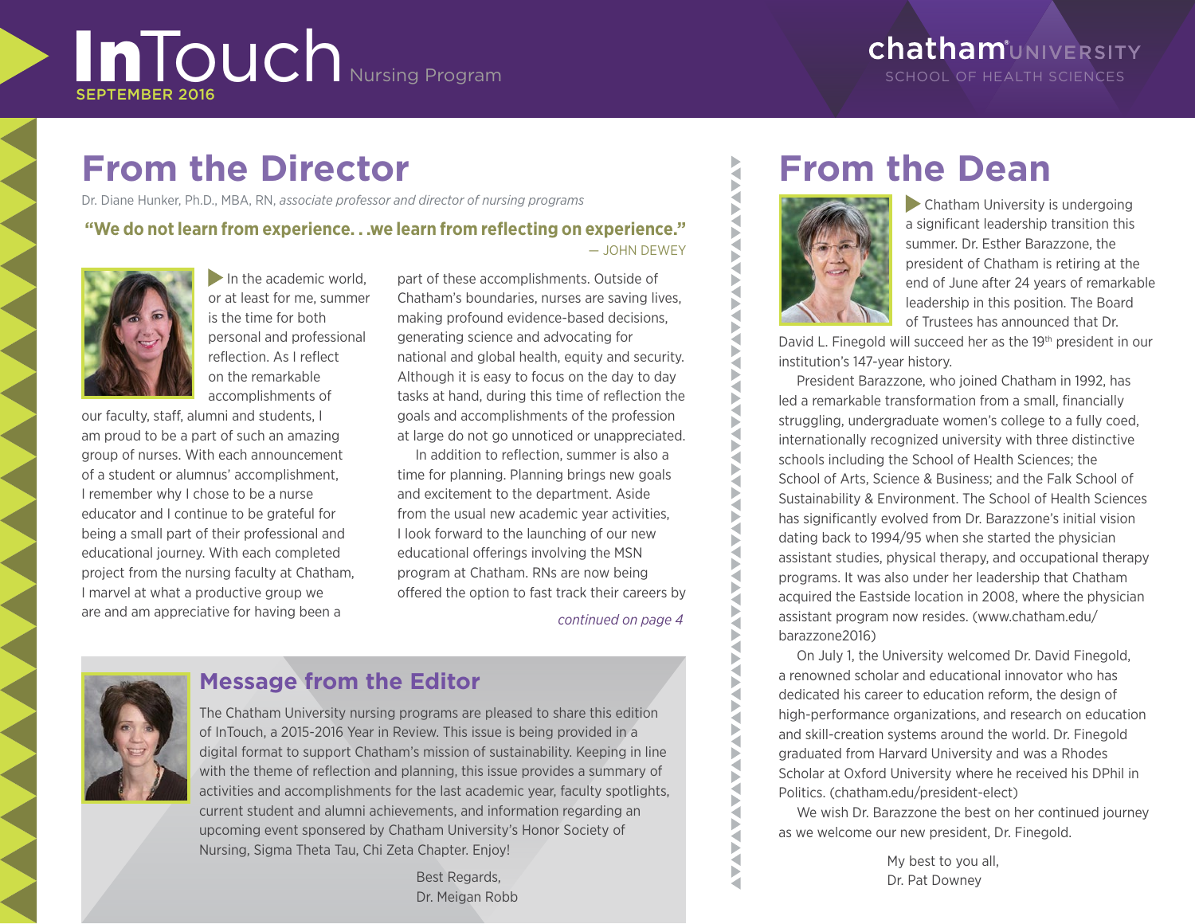# InTouch Nursing Program

SEPTEMBER 2016

chatham UNIVERSITY
SCHOOL OF HEALTH SCIENCES

## From the Director

Dr. Diane Hunker, Ph.D., MBA, RN, *associate professor and director of nursing programs*

**"We do not learn from experience. . .we learn from reflecting on experience."**
— JOHN DEWEY

In the academic world, or at least for me, summer is the time for both personal and professional reflection. As I reflect on the remarkable accomplishments of our faculty, staff, alumni and students, I am proud to be a part of such an amazing group of nurses. With each announcement of a student or alumnus' accomplishment, I remember why I chose to be a nurse educator and I continue to be grateful for being a small part of their professional and educational journey. With each completed project from the nursing faculty at Chatham, I marvel at what a productive group we are and am appreciative for having been a part of these accomplishments. Outside of Chatham's boundaries, nurses are saving lives, making profound evidence-based decisions, generating science and advocating for national and global health, equity and security. Although it is easy to focus on the day to day tasks at hand, during this time of reflection the goals and accomplishments of the profession at large do not go unnoticed or unappreciated.

In addition to reflection, summer is also a time for planning. Planning brings new goals and excitement to the department. Aside from the usual new academic year activities, I look forward to the launching of our new educational offerings involving the MSN program at Chatham. RNs are now being offered the option to fast track their careers by

*continued on page 4*

## Message from the Editor

The Chatham University nursing programs are pleased to share this edition of InTouch, a 2015-2016 Year in Review. This issue is being provided in a digital format to support Chatham's mission of sustainability. Keeping in line with the theme of reflection and planning, this issue provides a summary of activities and accomplishments for the last academic year, faculty spotlights, current student and alumni achievements, and information regarding an upcoming event sponsored by Chatham University's Honor Society of Nursing, Sigma Theta Tau, Chi Zeta Chapter. Enjoy!

Best Regards,
Dr. Meigan Robb

## From the Dean

Chatham University is undergoing a significant leadership transition this summer. Dr. Esther Barazzone, the president of Chatham is retiring at the end of June after 24 years of remarkable leadership in this position. The Board of Trustees has announced that Dr. David L. Finegold will succeed her as the 19th president in our institution's 147-year history.

President Barazzone, who joined Chatham in 1992, has led a remarkable transformation from a small, financially struggling, undergraduate women's college to a fully coed, internationally recognized university with three distinctive schools including the School of Health Sciences; the School of Arts, Science & Business; and the Falk School of Sustainability & Environment. The School of Health Sciences has significantly evolved from Dr. Barazzone's initial vision dating back to 1994/95 when she started the physician assistant studies, physical therapy, and occupational therapy programs. It was also under her leadership that Chatham acquired the Eastside location in 2008, where the physician assistant program now resides. (www.chatham.edu/barazzone2016)

On July 1, the University welcomed Dr. David Finegold, a renowned scholar and educational innovator who has dedicated his career to education reform, the design of high-performance organizations, and research on education and skill-creation systems around the world. Dr. Finegold graduated from Harvard University and was a Rhodes Scholar at Oxford University where he received his DPhil in Politics. (chatham.edu/president-elect)

We wish Dr. Barazzone the best on her continued journey as we welcome our new president, Dr. Finegold.

My best to you all,
Dr. Pat Downey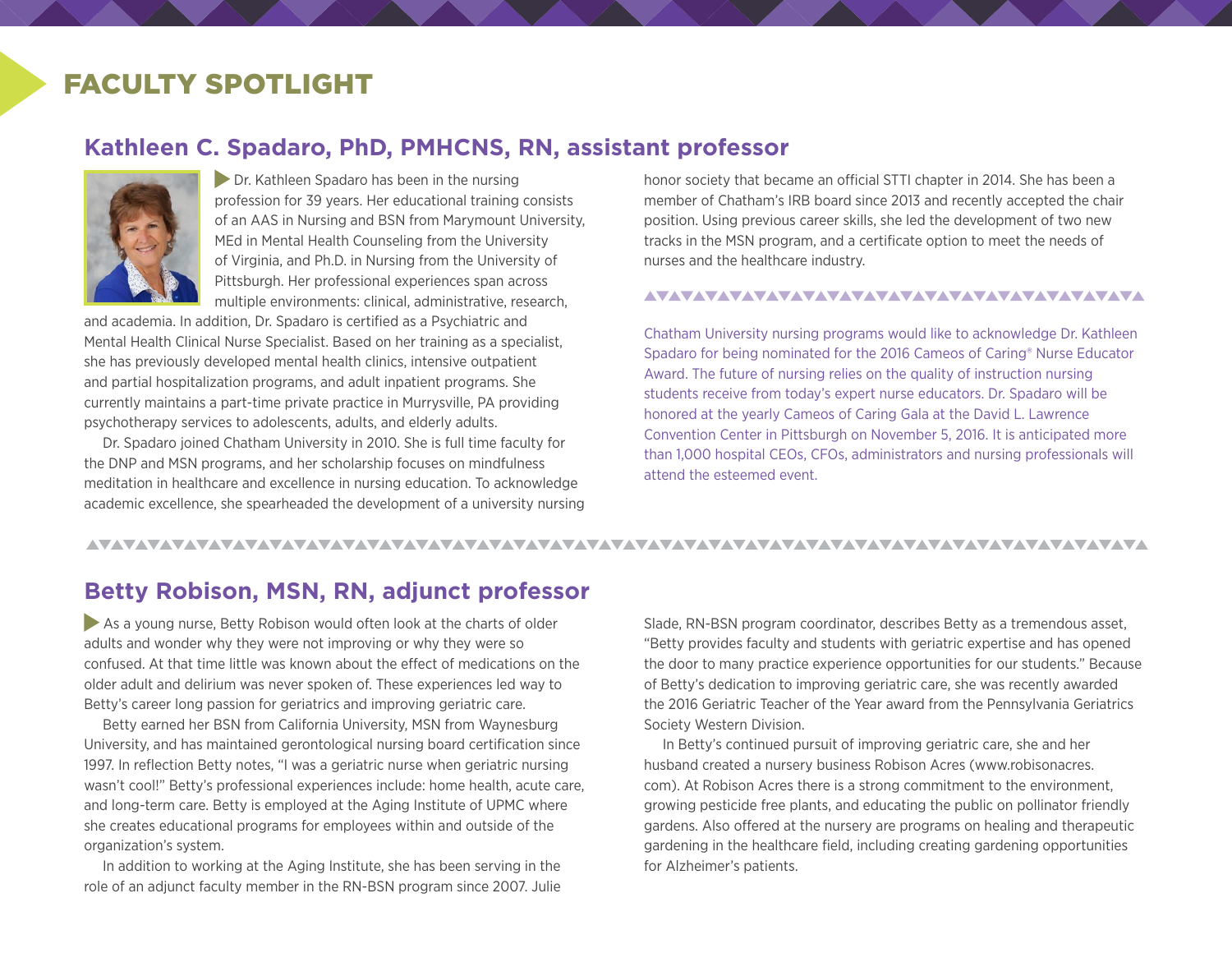# FACULTY SPOTLIGHT

## Kathleen C. Spadaro, PhD, PMHCNS, RN, assistant professor

Dr. Kathleen Spadaro has been in the nursing profession for 39 years. Her educational training consists of an AAS in Nursing and BSN from Marymount University, MEd in Mental Health Counseling from the University of Virginia, and Ph.D. in Nursing from the University of Pittsburgh. Her professional experiences span across multiple environments: clinical, administrative, research, and academia. In addition, Dr. Spadaro is certified as a Psychiatric and Mental Health Clinical Nurse Specialist. Based on her training as a specialist, she has previously developed mental health clinics, intensive outpatient and partial hospitalization programs, and adult inpatient programs. She currently maintains a part-time private practice in Murrysville, PA providing psychotherapy services to adolescents, adults, and elderly adults.

Dr. Spadaro joined Chatham University in 2010. She is full time faculty for the DNP and MSN programs, and her scholarship focuses on mindfulness meditation in healthcare and excellence in nursing education. To acknowledge academic excellence, she spearheaded the development of a university nursing honor society that became an official STTI chapter in 2014. She has been a member of Chatham's IRB board since 2013 and recently accepted the chair position. Using previous career skills, she led the development of two new tracks in the MSN program, and a certificate option to meet the needs of nurses and the healthcare industry.

Chatham University nursing programs would like to acknowledge Dr. Kathleen Spadaro for being nominated for the 2016 Cameos of Caring® Nurse Educator Award. The future of nursing relies on the quality of instruction nursing students receive from today's expert nurse educators. Dr. Spadaro will be honored at the yearly Cameos of Caring Gala at the David L. Lawrence Convention Center in Pittsburgh on November 5, 2016. It is anticipated more than 1,000 hospital CEOs, CFOs, administrators and nursing professionals will attend the esteemed event.

## Betty Robison, MSN, RN, adjunct professor

As a young nurse, Betty Robison would often look at the charts of older adults and wonder why they were not improving or why they were so confused. At that time little was known about the effect of medications on the older adult and delirium was never spoken of. These experiences led way to Betty's career long passion for geriatrics and improving geriatric care.

Betty earned her BSN from California University, MSN from Waynesburg University, and has maintained gerontological nursing board certification since 1997. In reflection Betty notes, "I was a geriatric nurse when geriatric nursing wasn't cool!" Betty's professional experiences include: home health, acute care, and long-term care. Betty is employed at the Aging Institute of UPMC where she creates educational programs for employees within and outside of the organization's system.

In addition to working at the Aging Institute, she has been serving in the role of an adjunct faculty member in the RN-BSN program since 2007. Julie Slade, RN-BSN program coordinator, describes Betty as a tremendous asset, "Betty provides faculty and students with geriatric expertise and has opened the door to many practice experience opportunities for our students." Because of Betty's dedication to improving geriatric care, she was recently awarded the 2016 Geriatric Teacher of the Year award from the Pennsylvania Geriatrics Society Western Division.

In Betty's continued pursuit of improving geriatric care, she and her husband created a nursery business Robison Acres (www.robisonacres.com). At Robison Acres there is a strong commitment to the environment, growing pesticide free plants, and educating the public on pollinator friendly gardens. Also offered at the nursery are programs on healing and therapeutic gardening in the healthcare field, including creating gardening opportunities for Alzheimer's patients.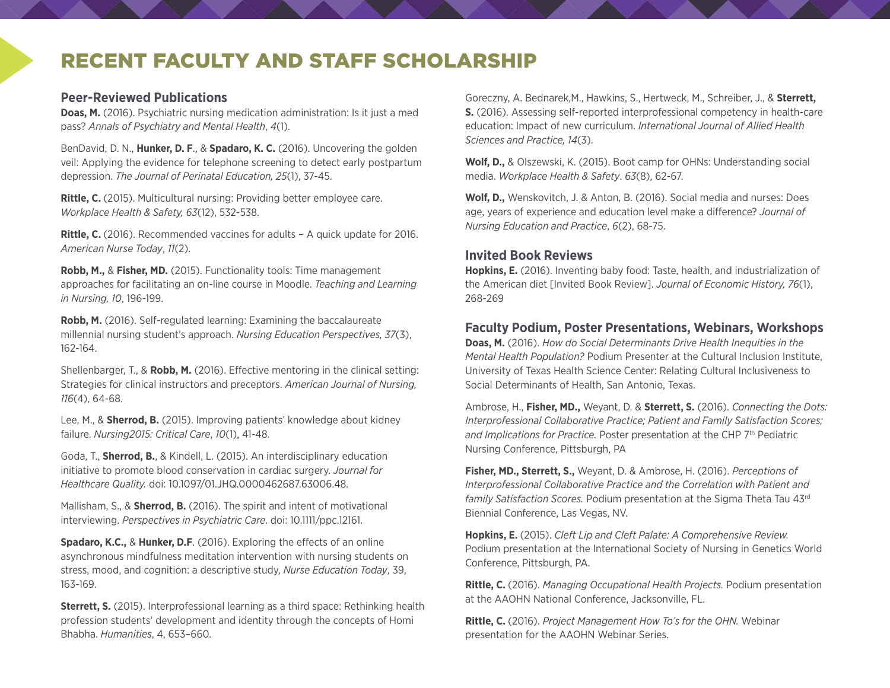# RECENT FACULTY AND STAFF SCHOLARSHIP

## Peer-Reviewed Publications

**Doas, M.** (2016). Psychiatric nursing medication administration: Is it just a med pass? *Annals of Psychiatry and Mental Health*, *4*(1).

BenDavid, D. N., **Hunker, D. F**., & **Spadaro, K. C.** (2016). Uncovering the golden veil: Applying the evidence for telephone screening to detect early postpartum depression. *The Journal of Perinatal Education, 25*(1), 37-45.

**Rittle, C.** (2015). Multicultural nursing: Providing better employee care. *Workplace Health & Safety, 63*(12), 532-538.

**Rittle, C.** (2016). Recommended vaccines for adults – A quick update for 2016. *American Nurse Today*, *11*(2).

**Robb, M.,** & **Fisher, MD.** (2015). Functionality tools: Time management approaches for facilitating an on-line course in Moodle. *Teaching and Learning in Nursing, 10*, 196-199.

**Robb, M.** (2016). Self-regulated learning: Examining the baccalaureate millennial nursing student's approach. *Nursing Education Perspectives, 37*(3), 162-164.

Shellenbarger, T., & **Robb, M.** (2016). Effective mentoring in the clinical setting: Strategies for clinical instructors and preceptors. *American Journal of Nursing, 116*(4), 64-68.

Lee, M., & **Sherrod, B.** (2015). Improving patients' knowledge about kidney failure. *Nursing2015: Critical Care*, *10*(1), 41-48.

Goda, T., **Sherrod, B.**, & Kindell, L. (2015). An interdisciplinary education initiative to promote blood conservation in cardiac surgery. *Journal for Healthcare Quality.* doi: 10.1097/01.JHQ.0000462687.63006.48.

Mallisham, S., & **Sherrod, B.** (2016). The spirit and intent of motivational interviewing. *Perspectives in Psychiatric Care*. doi: 10.1111/ppc.12161.

**Spadaro, K.C.,** & **Hunker, D.F**. (2016). Exploring the effects of an online asynchronous mindfulness meditation intervention with nursing students on stress, mood, and cognition: a descriptive study, *Nurse Education Today*, 39, 163-169.

**Sterrett, S.** (2015). Interprofessional learning as a third space: Rethinking health profession students' development and identity through the concepts of Homi Bhabha. *Humanities*, 4, 653–660.

Goreczny, A. Bednarek,M., Hawkins, S., Hertweck, M., Schreiber, J., & **Sterrett, S.** (2016). Assessing self-reported interprofessional competency in health-care education: Impact of new curriculum. *International Journal of Allied Health Sciences and Practice, 14*(3).

**Wolf, D.,** & Olszewski, K. (2015). Boot camp for OHNs: Understanding social media. *Workplace Health & Safety*. *63*(8), 62-67.

**Wolf, D.,** Wenskovitch, J. & Anton, B. (2016). Social media and nurses: Does age, years of experience and education level make a difference? *Journal of Nursing Education and Practice*, *6*(2), 68-75.

## Invited Book Reviews

**Hopkins, E.** (2016). Inventing baby food: Taste, health, and industrialization of the American diet [Invited Book Review]. *Journal of Economic History, 76*(1), 268-269

## Faculty Podium, Poster Presentations, Webinars, Workshops

**Doas, M.** (2016). *How do Social Determinants Drive Health Inequities in the Mental Health Population?* Podium Presenter at the Cultural Inclusion Institute, University of Texas Health Science Center: Relating Cultural Inclusiveness to Social Determinants of Health, San Antonio, Texas.

Ambrose, H., **Fisher, MD.,** Weyant, D. & **Sterrett, S.** (2016). *Connecting the Dots: Interprofessional Collaborative Practice; Patient and Family Satisfaction Scores; and Implications for Practice.* Poster presentation at the CHP 7th Pediatric Nursing Conference, Pittsburgh, PA

**Fisher, MD., Sterrett, S.,** Weyant, D. & Ambrose, H. (2016). *Perceptions of Interprofessional Collaborative Practice and the Correlation with Patient and family Satisfaction Scores.* Podium presentation at the Sigma Theta Tau 43rd Biennial Conference, Las Vegas, NV.

**Hopkins, E.** (2015). *Cleft Lip and Cleft Palate: A Comprehensive Review.* Podium presentation at the International Society of Nursing in Genetics World Conference, Pittsburgh, PA.

**Rittle, C.** (2016). *Managing Occupational Health Projects.* Podium presentation at the AAOHN National Conference, Jacksonville, FL.

**Rittle, C.** (2016). *Project Management How To's for the OHN.* Webinar presentation for the AAOHN Webinar Series.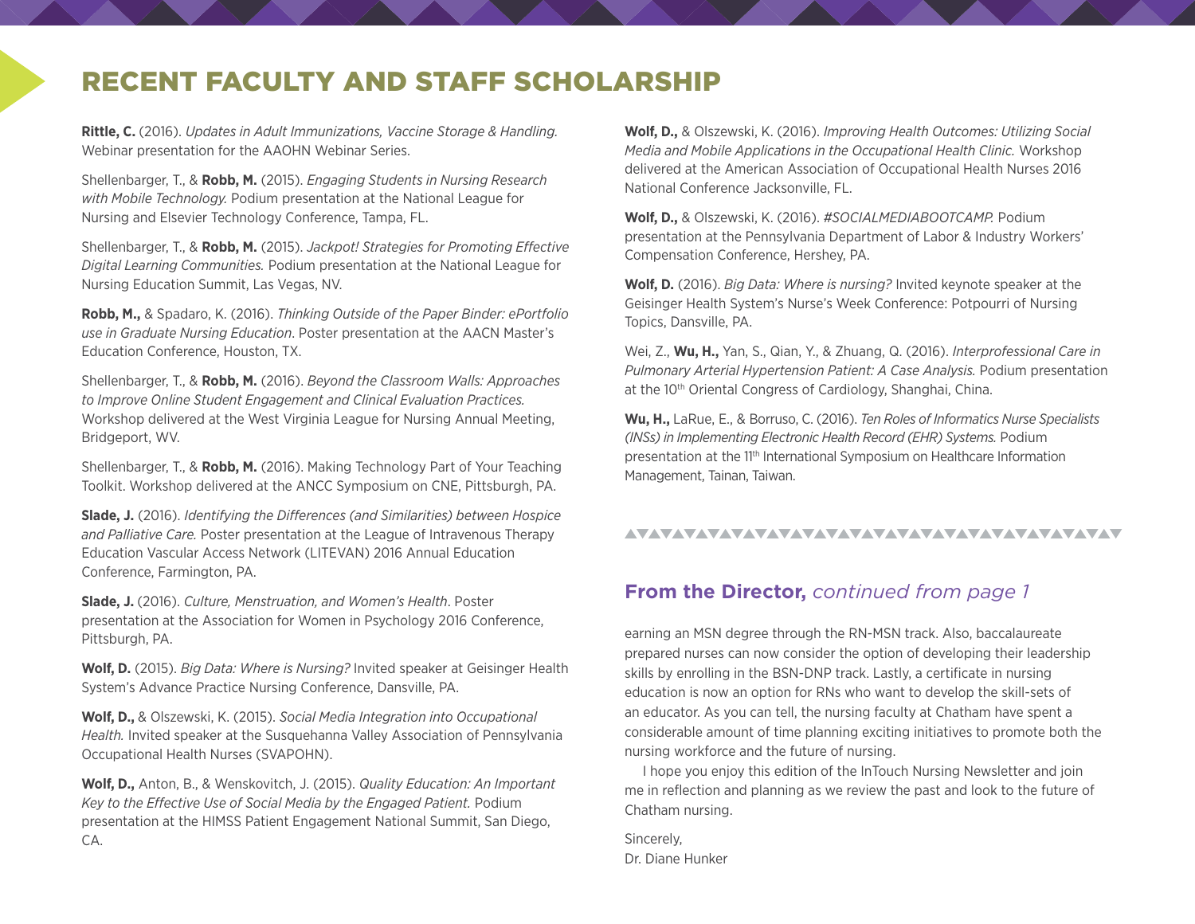# RECENT FACULTY AND STAFF SCHOLARSHIP

**Rittle, C.** (2016). *Updates in Adult Immunizations, Vaccine Storage & Handling.* Webinar presentation for the AAOHN Webinar Series.

Shellenbarger, T., & **Robb, M.** (2015). *Engaging Students in Nursing Research with Mobile Technology.* Podium presentation at the National League for Nursing and Elsevier Technology Conference, Tampa, FL.

Shellenbarger, T., & **Robb, M.** (2015). *Jackpot! Strategies for Promoting Effective Digital Learning Communities.* Podium presentation at the National League for Nursing Education Summit, Las Vegas, NV.

**Robb, M.,** & Spadaro, K. (2016). *Thinking Outside of the Paper Binder: ePortfolio use in Graduate Nursing Education*. Poster presentation at the AACN Master's Education Conference, Houston, TX.

Shellenbarger, T., & **Robb, M.** (2016). *Beyond the Classroom Walls: Approaches to Improve Online Student Engagement and Clinical Evaluation Practices.* Workshop delivered at the West Virginia League for Nursing Annual Meeting, Bridgeport, WV.

Shellenbarger, T., & **Robb, M.** (2016). Making Technology Part of Your Teaching Toolkit. Workshop delivered at the ANCC Symposium on CNE, Pittsburgh, PA.

**Slade, J.** (2016). *Identifying the Differences (and Similarities) between Hospice and Palliative Care.* Poster presentation at the League of Intravenous Therapy Education Vascular Access Network (LITEVAN) 2016 Annual Education Conference, Farmington, PA.

**Slade, J.** (2016). *Culture, Menstruation, and Women's Health*. Poster presentation at the Association for Women in Psychology 2016 Conference, Pittsburgh, PA.

**Wolf, D.** (2015). *Big Data: Where is Nursing?* Invited speaker at Geisinger Health System's Advance Practice Nursing Conference, Dansville, PA.

**Wolf, D.,** & Olszewski, K. (2015). *Social Media Integration into Occupational Health.* Invited speaker at the Susquehanna Valley Association of Pennsylvania Occupational Health Nurses (SVAPOHN).

**Wolf, D.,** Anton, B., & Wenskovitch, J. (2015). *Quality Education: An Important Key to the Effective Use of Social Media by the Engaged Patient.* Podium presentation at the HIMSS Patient Engagement National Summit, San Diego, CA.

**Wolf, D.,** & Olszewski, K. (2016). *Improving Health Outcomes: Utilizing Social Media and Mobile Applications in the Occupational Health Clinic.* Workshop delivered at the American Association of Occupational Health Nurses 2016 National Conference Jacksonville, FL.

**Wolf, D.,** & Olszewski, K. (2016). *#SOCIALMEDIABOOTCAMP.* Podium presentation at the Pennsylvania Department of Labor & Industry Workers' Compensation Conference, Hershey, PA.

**Wolf, D.** (2016). *Big Data: Where is nursing?* Invited keynote speaker at the Geisinger Health System's Nurse's Week Conference: Potpourri of Nursing Topics, Dansville, PA.

Wei, Z., **Wu, H.,** Yan, S., Qian, Y., & Zhuang, Q. (2016). *Interprofessional Care in Pulmonary Arterial Hypertension Patient: A Case Analysis.* Podium presentation at the 10th Oriental Congress of Cardiology, Shanghai, China.

**Wu, H.,** LaRue, E., & Borruso, C. (2016). *Ten Roles of Informatics Nurse Specialists (INSs) in Implementing Electronic Health Record (EHR) Systems.* Podium presentation at the 11th International Symposium on Healthcare Information Management, Tainan, Taiwan.

## From the Director, *continued from page 1*

earning an MSN degree through the RN-MSN track. Also, baccalaureate prepared nurses can now consider the option of developing their leadership skills by enrolling in the BSN-DNP track. Lastly, a certificate in nursing education is now an option for RNs who want to develop the skill-sets of an educator. As you can tell, the nursing faculty at Chatham have spent a considerable amount of time planning exciting initiatives to promote both the nursing workforce and the future of nursing.

I hope you enjoy this edition of the InTouch Nursing Newsletter and join me in reflection and planning as we review the past and look to the future of Chatham nursing.

Sincerely,  
Dr. Diane Hunker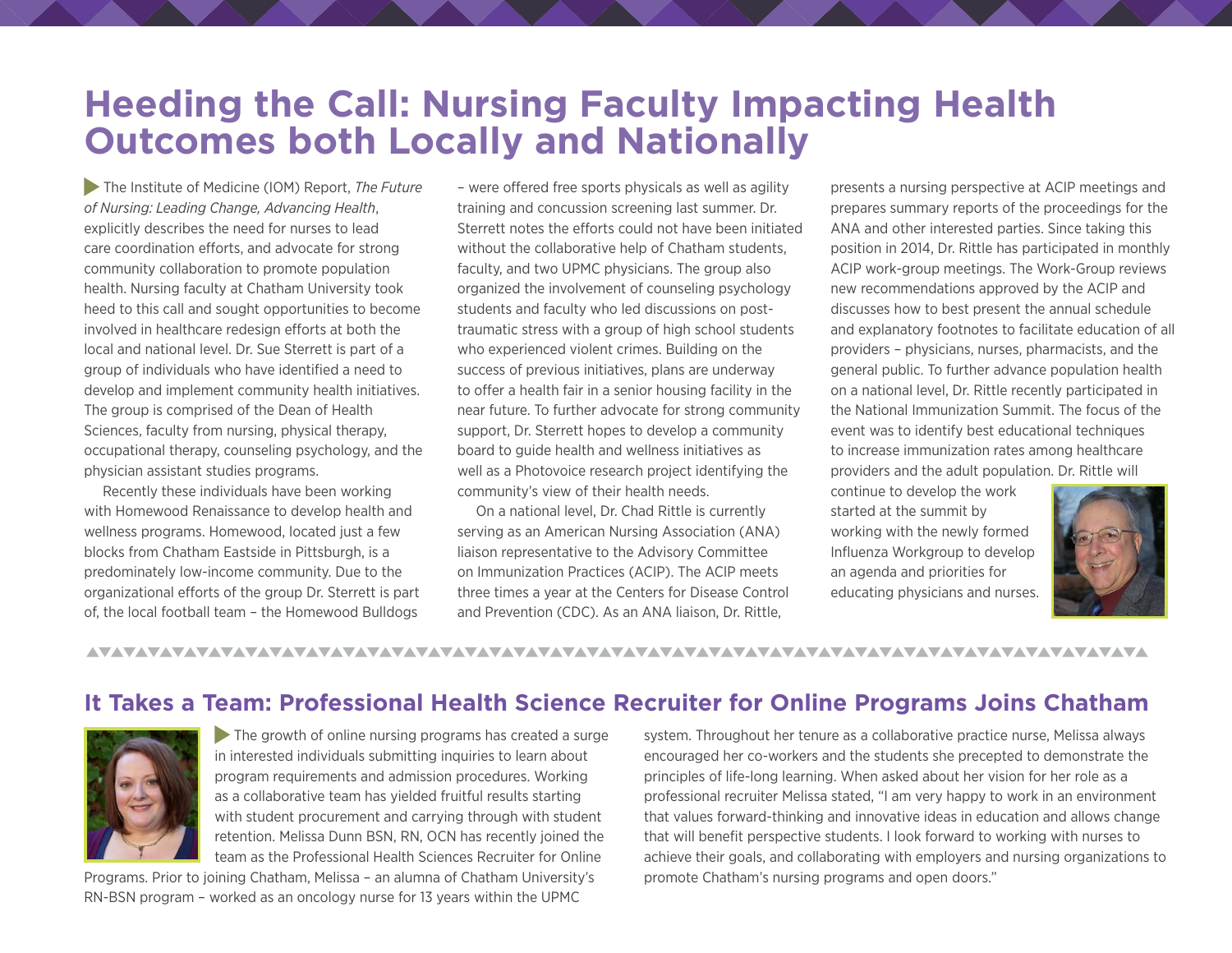# Heeding the Call: Nursing Faculty Impacting Health Outcomes both Locally and Nationally

The Institute of Medicine (IOM) Report, *The Future of Nursing: Leading Change, Advancing Health*, explicitly describes the need for nurses to lead care coordination efforts, and advocate for strong community collaboration to promote population health. Nursing faculty at Chatham University took heed to this call and sought opportunities to become involved in healthcare redesign efforts at both the local and national level. Dr. Sue Sterrett is part of a group of individuals who have identified a need to develop and implement community health initiatives. The group is comprised of the Dean of Health Sciences, faculty from nursing, physical therapy, occupational therapy, counseling psychology, and the physician assistant studies programs.

Recently these individuals have been working with Homewood Renaissance to develop health and wellness programs. Homewood, located just a few blocks from Chatham Eastside in Pittsburgh, is a predominately low-income community. Due to the organizational efforts of the group Dr. Sterrett is part of, the local football team – the Homewood Bulldogs – were offered free sports physicals as well as agility training and concussion screening last summer. Dr. Sterrett notes the efforts could not have been initiated without the collaborative help of Chatham students, faculty, and two UPMC physicians. The group also organized the involvement of counseling psychology students and faculty who led discussions on post-traumatic stress with a group of high school students who experienced violent crimes. Building on the success of previous initiatives, plans are underway to offer a health fair in a senior housing facility in the near future. To further advocate for strong community support, Dr. Sterrett hopes to develop a community board to guide health and wellness initiatives as well as a Photovoice research project identifying the community's view of their health needs.

On a national level, Dr. Chad Rittle is currently serving as an American Nursing Association (ANA) liaison representative to the Advisory Committee on Immunization Practices (ACIP). The ACIP meets three times a year at the Centers for Disease Control and Prevention (CDC). As an ANA liaison, Dr. Rittle, presents a nursing perspective at ACIP meetings and prepares summary reports of the proceedings for the ANA and other interested parties. Since taking this position in 2014, Dr. Rittle has participated in monthly ACIP work-group meetings. The Work-Group reviews new recommendations approved by the ACIP and discusses how to best present the annual schedule and explanatory footnotes to facilitate education of all providers – physicians, nurses, pharmacists, and the general public. To further advance population health on a national level, Dr. Rittle recently participated in the National Immunization Summit. The focus of the event was to identify best educational techniques to increase immunization rates among healthcare providers and the adult population. Dr. Rittle will continue to develop the work started at the summit by working with the newly formed Influenza Workgroup to develop an agenda and priorities for educating physicians and nurses.

## It Takes a Team: Professional Health Science Recruiter for Online Programs Joins Chatham

The growth of online nursing programs has created a surge in interested individuals submitting inquiries to learn about program requirements and admission procedures. Working as a collaborative team has yielded fruitful results starting with student procurement and carrying through with student retention. Melissa Dunn BSN, RN, OCN has recently joined the team as the Professional Health Sciences Recruiter for Online Programs. Prior to joining Chatham, Melissa – an alumna of Chatham University's RN-BSN program – worked as an oncology nurse for 13 years within the UPMC system. Throughout her tenure as a collaborative practice nurse, Melissa always encouraged her co-workers and the students she precepted to demonstrate the principles of life-long learning. When asked about her vision for her role as a professional recruiter Melissa stated, "I am very happy to work in an environment that values forward-thinking and innovative ideas in education and allows change that will benefit perspective students. I look forward to working with nurses to achieve their goals, and collaborating with employers and nursing organizations to promote Chatham's nursing programs and open doors."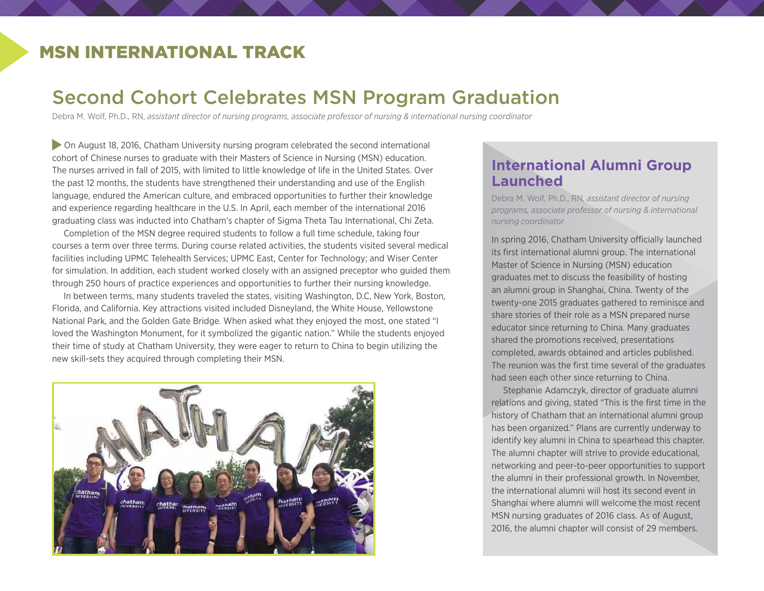## MSN INTERNATIONAL TRACK

# Second Cohort Celebrates MSN Program Graduation

Debra M. Wolf, Ph.D., RN, *assistant director of nursing programs, associate professor of nursing & international nursing coordinator*

On August 18, 2016, Chatham University nursing program celebrated the second international cohort of Chinese nurses to graduate with their Masters of Science in Nursing (MSN) education. The nurses arrived in fall of 2015, with limited to little knowledge of life in the United States. Over the past 12 months, the students have strengthened their understanding and use of the English language, endured the American culture, and embraced opportunities to further their knowledge and experience regarding healthcare in the U.S. In April, each member of the international 2016 graduating class was inducted into Chatham's chapter of Sigma Theta Tau International, Chi Zeta.

Completion of the MSN degree required students to follow a full time schedule, taking four courses a term over three terms. During course related activities, the students visited several medical facilities including UPMC Telehealth Services; UPMC East, Center for Technology; and Wiser Center for simulation. In addition, each student worked closely with an assigned preceptor who guided them through 250 hours of practice experiences and opportunities to further their nursing knowledge.

In between terms, many students traveled the states, visiting Washington, D.C, New York, Boston, Florida, and California. Key attractions visited included Disneyland, the White House, Yellowstone National Park, and the Golden Gate Bridge. When asked what they enjoyed the most, one stated "I loved the Washington Monument, for it symbolized the gigantic nation." While the students enjoyed their time of study at Chatham University, they were eager to return to China to begin utilizing the new skill-sets they acquired through completing their MSN.

## International Alumni Group Launched

Debra M. Wolf, Ph.D., RN, *assistant director of nursing programs, associate professor of nursing & international nursing coordinator*

In spring 2016, Chatham University officially launched its first international alumni group. The international Master of Science in Nursing (MSN) education graduates met to discuss the feasibility of hosting an alumni group in Shanghai, China. Twenty of the twenty-one 2015 graduates gathered to reminisce and share stories of their role as a MSN prepared nurse educator since returning to China. Many graduates shared the promotions received, presentations completed, awards obtained and articles published. The reunion was the first time several of the graduates had seen each other since returning to China.

Stephanie Adamczyk, director of graduate alumni relations and giving, stated "This is the first time in the history of Chatham that an international alumni group has been organized." Plans are currently underway to identify key alumni in China to spearhead this chapter. The alumni chapter will strive to provide educational, networking and peer-to-peer opportunities to support the alumni in their professional growth. In November, the international alumni will host its second event in Shanghai where alumni will welcome the most recent MSN nursing graduates of 2016 class. As of August, 2016, the alumni chapter will consist of 29 members.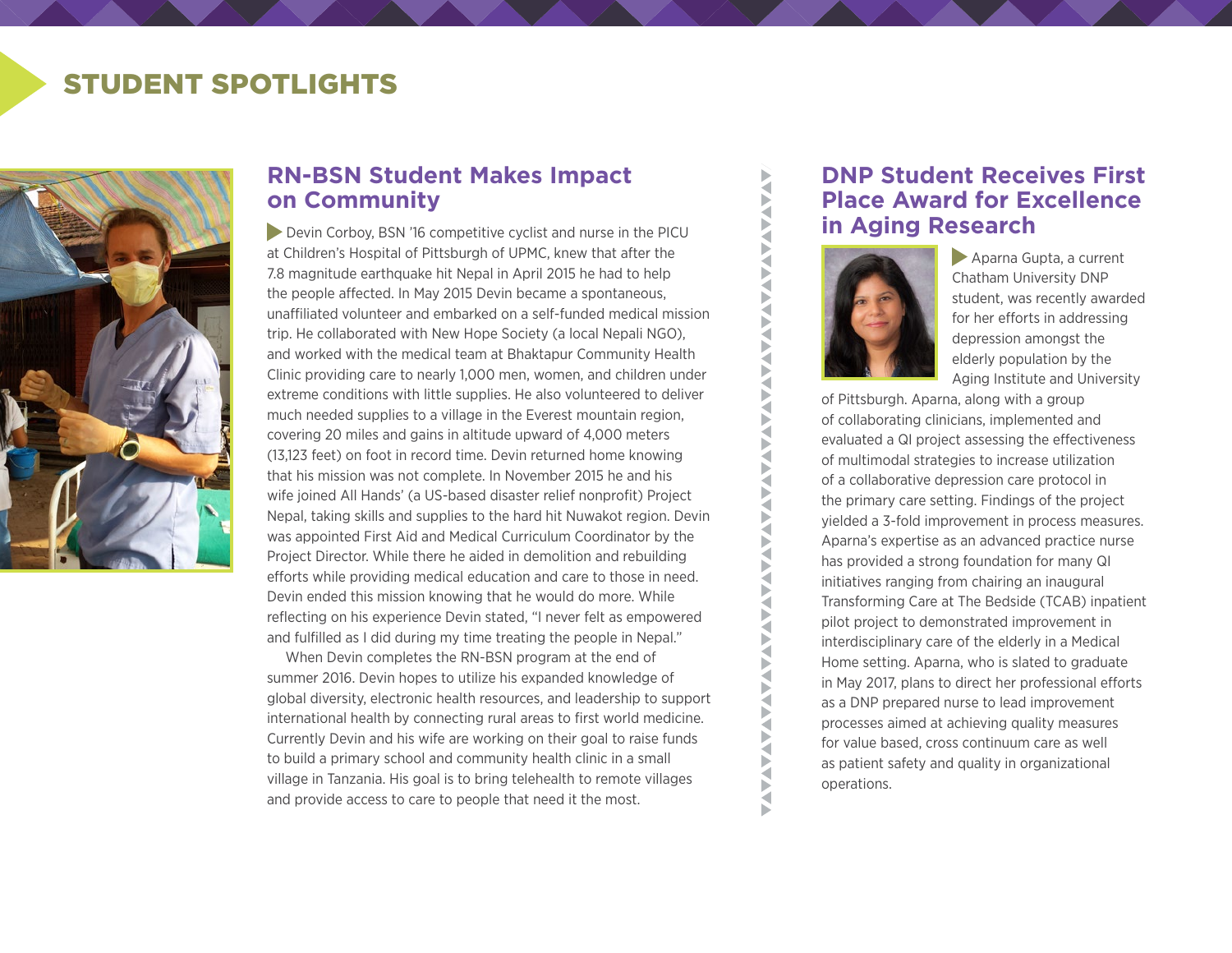# STUDENT SPOTLIGHTS

## RN-BSN Student Makes Impact on Community

Devin Corboy, BSN '16 competitive cyclist and nurse in the PICU at Children's Hospital of Pittsburgh of UPMC, knew that after the 7.8 magnitude earthquake hit Nepal in April 2015 he had to help the people affected. In May 2015 Devin became a spontaneous, unaffiliated volunteer and embarked on a self-funded medical mission trip. He collaborated with New Hope Society (a local Nepali NGO), and worked with the medical team at Bhaktapur Community Health Clinic providing care to nearly 1,000 men, women, and children under extreme conditions with little supplies. He also volunteered to deliver much needed supplies to a village in the Everest mountain region, covering 20 miles and gains in altitude upward of 4,000 meters (13,123 feet) on foot in record time. Devin returned home knowing that his mission was not complete. In November 2015 he and his wife joined All Hands' (a US-based disaster relief nonprofit) Project Nepal, taking skills and supplies to the hard hit Nuwakot region. Devin was appointed First Aid and Medical Curriculum Coordinator by the Project Director. While there he aided in demolition and rebuilding efforts while providing medical education and care to those in need. Devin ended this mission knowing that he would do more. While reflecting on his experience Devin stated, "I never felt as empowered and fulfilled as I did during my time treating the people in Nepal."

When Devin completes the RN-BSN program at the end of summer 2016. Devin hopes to utilize his expanded knowledge of global diversity, electronic health resources, and leadership to support international health by connecting rural areas to first world medicine. Currently Devin and his wife are working on their goal to raise funds to build a primary school and community health clinic in a small village in Tanzania. His goal is to bring telehealth to remote villages and provide access to care to people that need it the most.

## DNP Student Receives First Place Award for Excellence in Aging Research

Aparna Gupta, a current Chatham University DNP student, was recently awarded for her efforts in addressing depression amongst the elderly population by the Aging Institute and University of Pittsburgh. Aparna, along with a group of collaborating clinicians, implemented and evaluated a QI project assessing the effectiveness of multimodal strategies to increase utilization of a collaborative depression care protocol in the primary care setting. Findings of the project yielded a 3-fold improvement in process measures. Aparna's expertise as an advanced practice nurse has provided a strong foundation for many QI initiatives ranging from chairing an inaugural Transforming Care at The Bedside (TCAB) inpatient pilot project to demonstrated improvement in interdisciplinary care of the elderly in a Medical Home setting. Aparna, who is slated to graduate in May 2017, plans to direct her professional efforts as a DNP prepared nurse to lead improvement processes aimed at achieving quality measures for value based, cross continuum care as well as patient safety and quality in organizational operations.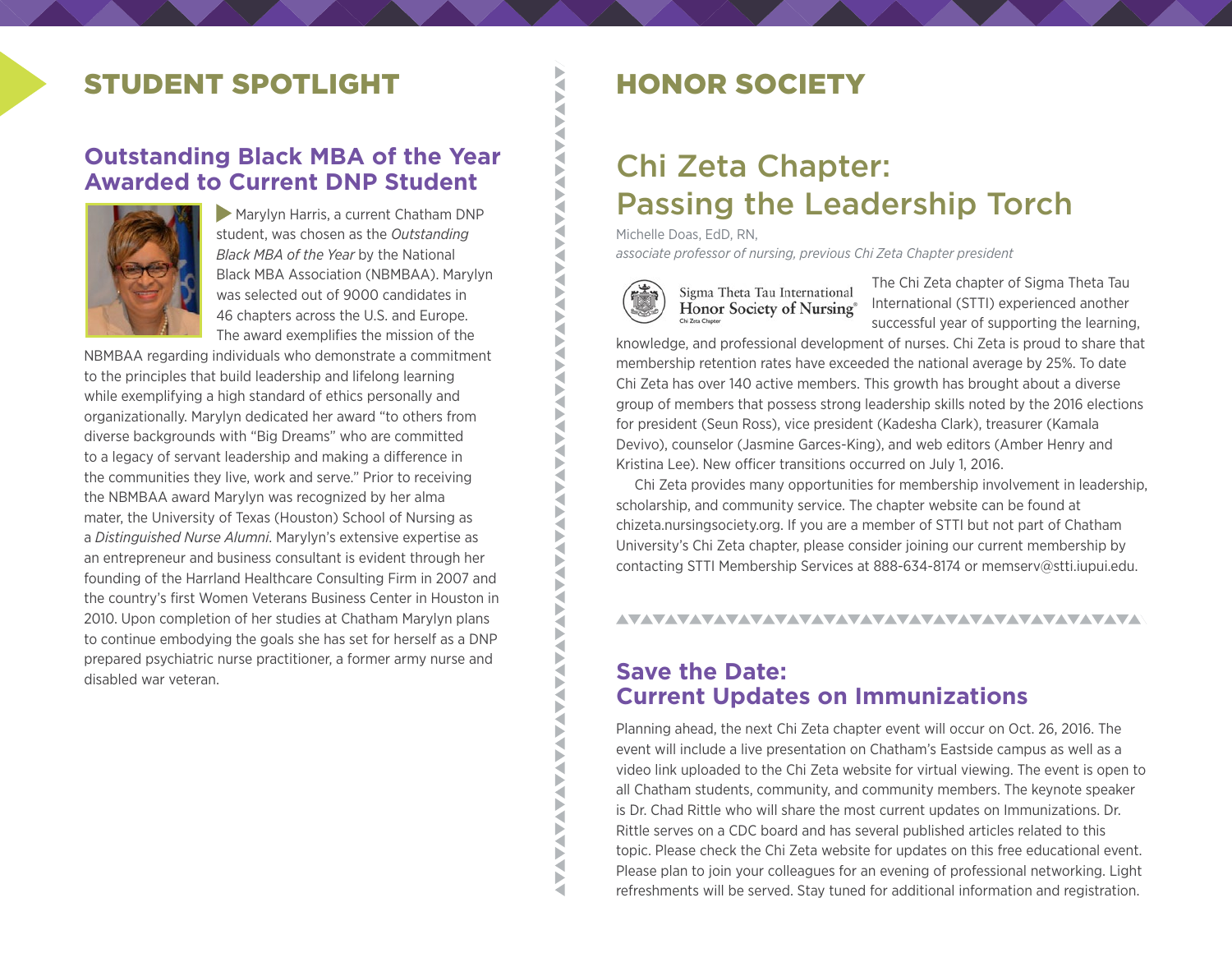## STUDENT SPOTLIGHT

### Outstanding Black MBA of the Year Awarded to Current DNP Student

Marylyn Harris, a current Chatham DNP student, was chosen as the *Outstanding Black MBA of the Year* by the National Black MBA Association (NBMBAA). Marylyn was selected out of 9000 candidates in 46 chapters across the U.S. and Europe. The award exemplifies the mission of the NBMBAA regarding individuals who demonstrate a commitment to the principles that build leadership and lifelong learning while exemplifying a high standard of ethics personally and organizationally. Marylyn dedicated her award "to others from diverse backgrounds with "Big Dreams" who are committed to a legacy of servant leadership and making a difference in the communities they live, work and serve." Prior to receiving the NBMBAA award Marylyn was recognized by her alma mater, the University of Texas (Houston) School of Nursing as a *Distinguished Nurse Alumni*. Marylyn's extensive expertise as an entrepreneur and business consultant is evident through her founding of the Harrland Healthcare Consulting Firm in 2007 and the country's first Women Veterans Business Center in Houston in 2010. Upon completion of her studies at Chatham Marylyn plans to continue embodying the goals she has set for herself as a DNP prepared psychiatric nurse practitioner, a former army nurse and disabled war veteran.

## HONOR SOCIETY

### Chi Zeta Chapter: Passing the Leadership Torch

Michelle Doas, EdD, RN,
*associate professor of nursing, previous Chi Zeta Chapter president*

The Chi Zeta chapter of Sigma Theta Tau International (STTI) experienced another successful year of supporting the learning, knowledge, and professional development of nurses. Chi Zeta is proud to share that membership retention rates have exceeded the national average by 25%. To date Chi Zeta has over 140 active members. This growth has brought about a diverse group of members that possess strong leadership skills noted by the 2016 elections for president (Seun Ross), vice president (Kadesha Clark), treasurer (Kamala Devivo), counselor (Jasmine Garces-King), and web editors (Amber Henry and Kristina Lee). New officer transitions occurred on July 1, 2016.

Chi Zeta provides many opportunities for membership involvement in leadership, scholarship, and community service. The chapter website can be found at chizeta.nursingsociety.org. If you are a member of STTI but not part of Chatham University's Chi Zeta chapter, please consider joining our current membership by contacting STTI Membership Services at 888-634-8174 or memserv@stti.iupui.edu.

### Save the Date: Current Updates on Immunizations

Planning ahead, the next Chi Zeta chapter event will occur on Oct. 26, 2016. The event will include a live presentation on Chatham's Eastside campus as well as a video link uploaded to the Chi Zeta website for virtual viewing. The event is open to all Chatham students, community, and community members. The keynote speaker is Dr. Chad Rittle who will share the most current updates on Immunizations. Dr. Rittle serves on a CDC board and has several published articles related to this topic. Please check the Chi Zeta website for updates on this free educational event. Please plan to join your colleagues for an evening of professional networking. Light refreshments will be served. Stay tuned for additional information and registration.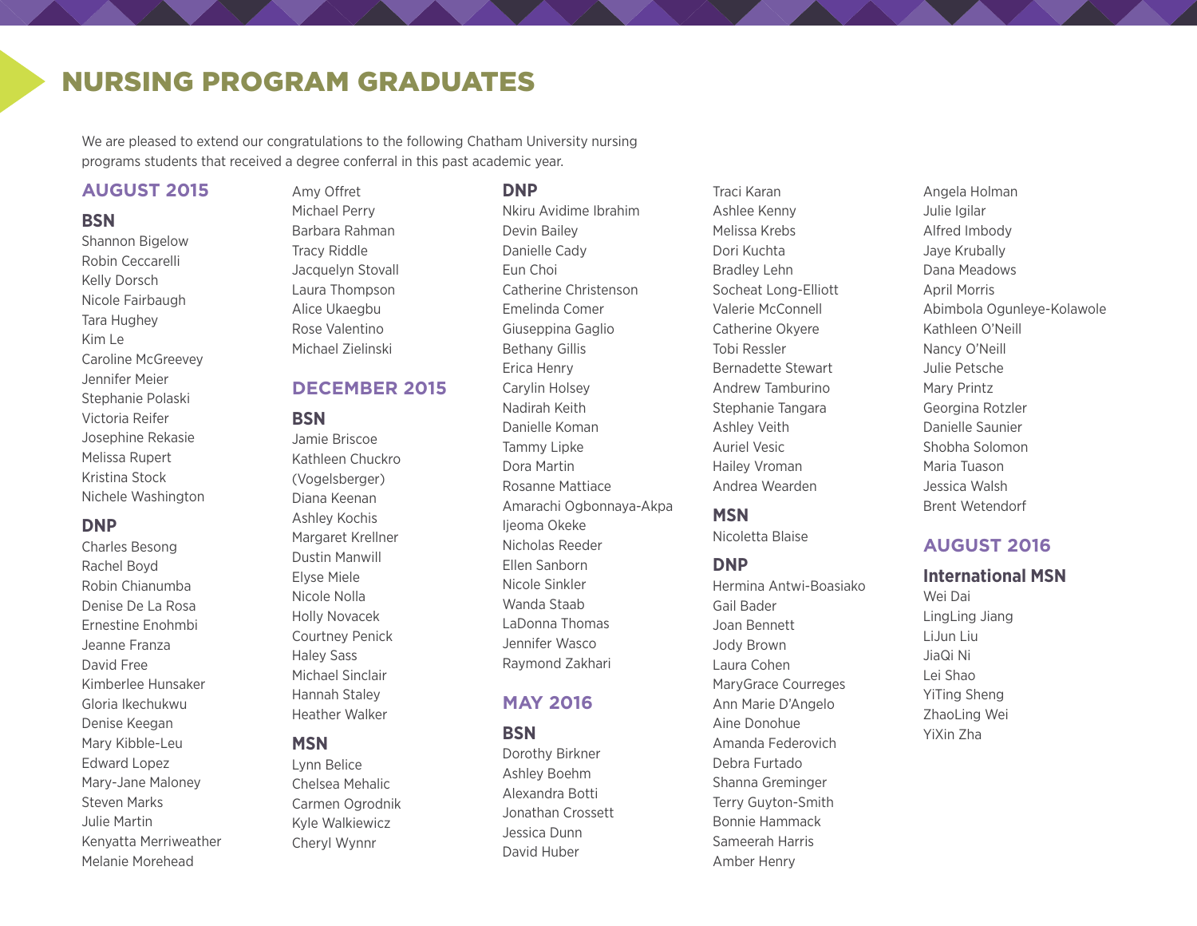# NURSING PROGRAM GRADUATES

We are pleased to extend our congratulations to the following Chatham University nursing programs students that received a degree conferral in this past academic year.

## AUGUST 2015

### BSN

Shannon Bigelow
Robin Ceccarelli
Kelly Dorsch
Nicole Fairbaugh
Tara Hughey
Kim Le
Caroline McGreevey
Jennifer Meier
Stephanie Polaski
Victoria Reifer
Josephine Rekasie
Melissa Rupert
Kristina Stock
Nichele Washington

### DNP

Charles Besong
Rachel Boyd
Robin Chianumba
Denise De La Rosa
Ernestine Enohmbi
Jeanne Franza
David Free
Kimberlee Hunsaker
Gloria Ikechukwu
Denise Keegan
Mary Kibble-Leu
Edward Lopez
Mary-Jane Maloney
Steven Marks
Julie Martin
Kenyatta Merriweather
Melanie Morehead
Amy Offret
Michael Perry
Barbara Rahman
Tracy Riddle
Jacquelyn Stovall
Laura Thompson
Alice Ukaegbu
Rose Valentino
Michael Zielinski

## DECEMBER 2015

### BSN

Jamie Briscoe
Kathleen Chuckro (Vogelsberger)
Diana Keenan
Ashley Kochis
Margaret Krellner
Dustin Manwill
Elyse Miele
Nicole Nolla
Holly Novacek
Courtney Penick
Haley Sass
Michael Sinclair
Hannah Staley
Heather Walker

### MSN

Lynn Belice
Chelsea Mehalic
Carmen Ogrodnik
Kyle Walkiewicz
Cheryl Wynnr

### DNP

Nkiru Avidime Ibrahim
Devin Bailey
Danielle Cady
Eun Choi
Catherine Christenson
Emelinda Comer
Giuseppina Gaglio
Bethany Gillis
Erica Henry
Carylin Holsey
Nadirah Keith
Danielle Koman
Tammy Lipke
Dora Martin
Rosanne Mattiace
Amarachi Ogbonnaya-Akpa
Ijeoma Okeke
Nicholas Reeder
Ellen Sanborn
Nicole Sinkler
Wanda Staab
LaDonna Thomas
Jennifer Wasco
Raymond Zakhari

## MAY 2016

### BSN

Dorothy Birkner
Ashley Boehm
Alexandra Botti
Jonathan Crossett
Jessica Dunn
David Huber
Traci Karan
Ashlee Kenny
Melissa Krebs
Dori Kuchta
Bradley Lehn
Socheat Long-Elliott
Valerie McConnell
Catherine Okyere
Tobi Ressler
Bernadette Stewart
Andrew Tamburino
Stephanie Tangara
Ashley Veith
Auriel Vesic
Hailey Vroman
Andrea Wearden

### MSN

Nicoletta Blaise

### DNP

Hermina Antwi-Boasiako
Gail Bader
Joan Bennett
Jody Brown
Laura Cohen
MaryGrace Courreges
Ann Marie D'Angelo
Aine Donohue
Amanda Federovich
Debra Furtado
Shanna Greminger
Terry Guyton-Smith
Bonnie Hammack
Sameerah Harris
Amber Henry
Angela Holman
Julie Igilar
Alfred Imbody
Jaye Krubally
Dana Meadows
April Morris
Abimbola Ogunleye-Kolawole
Kathleen O'Neill
Nancy O'Neill
Julie Petsche
Mary Printz
Georgina Rotzler
Danielle Saunier
Shobha Solomon
Maria Tuason
Jessica Walsh
Brent Wetendorf

## AUGUST 2016

### International MSN

Wei Dai
LingLing Jiang
LiJun Liu
JiaQi Ni
Lei Shao
YiTing Sheng
ZhaoLing Wei
YiXin Zha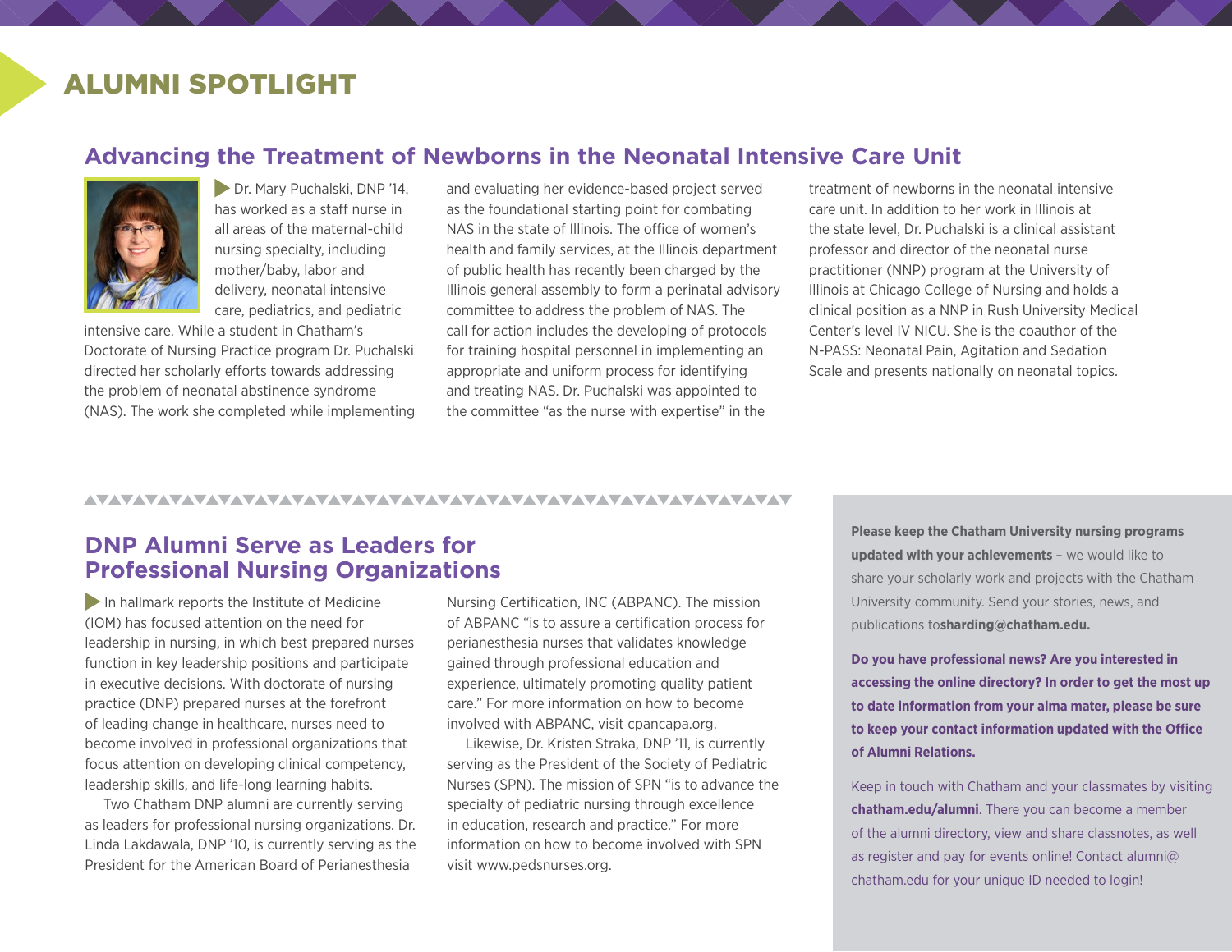# ALUMNI SPOTLIGHT

## Advancing the Treatment of Newborns in the Neonatal Intensive Care Unit

Dr. Mary Puchalski, DNP '14, has worked as a staff nurse in all areas of the maternal-child nursing specialty, including mother/baby, labor and delivery, neonatal intensive care, pediatrics, and pediatric intensive care. While a student in Chatham's Doctorate of Nursing Practice program Dr. Puchalski directed her scholarly efforts towards addressing the problem of neonatal abstinence syndrome (NAS). The work she completed while implementing and evaluating her evidence-based project served as the foundational starting point for combating NAS in the state of Illinois. The office of women's health and family services, at the Illinois department of public health has recently been charged by the Illinois general assembly to form a perinatal advisory committee to address the problem of NAS. The call for action includes the developing of protocols for training hospital personnel in implementing an appropriate and uniform process for identifying and treating NAS. Dr. Puchalski was appointed to the committee "as the nurse with expertise" in the treatment of newborns in the neonatal intensive care unit. In addition to her work in Illinois at the state level, Dr. Puchalski is a clinical assistant professor and director of the neonatal nurse practitioner (NNP) program at the University of Illinois at Chicago College of Nursing and holds a clinical position as a NNP in Rush University Medical Center's level IV NICU. She is the coauthor of the N-PASS: Neonatal Pain, Agitation and Sedation Scale and presents nationally on neonatal topics.

## DNP Alumni Serve as Leaders for Professional Nursing Organizations

In hallmark reports the Institute of Medicine (IOM) has focused attention on the need for leadership in nursing, in which best prepared nurses function in key leadership positions and participate in executive decisions. With doctorate of nursing practice (DNP) prepared nurses at the forefront of leading change in healthcare, nurses need to become involved in professional organizations that focus attention on developing clinical competency, leadership skills, and life-long learning habits.

Two Chatham DNP alumni are currently serving as leaders for professional nursing organizations. Dr. Linda Lakdawala, DNP '10, is currently serving as the President for the American Board of Perianesthesia Nursing Certification, INC (ABPANC). The mission of ABPANC "is to assure a certification process for perianesthesia nurses that validates knowledge gained through professional education and experience, ultimately promoting quality patient care." For more information on how to become involved with ABPANC, visit cpancapa.org.

Likewise, Dr. Kristen Straka, DNP '11, is currently serving as the President of the Society of Pediatric Nurses (SPN). The mission of SPN "is to advance the specialty of pediatric nursing through excellence in education, research and practice." For more information on how to become involved with SPN visit www.pedsnurses.org.

**Please keep the Chatham University nursing programs updated with your achievements** – we would like to share your scholarly work and projects with the Chatham University community. Send your stories, news, and publications to**sharding@chatham.edu.**

**Do you have professional news? Are you interested in accessing the online directory? In order to get the most up to date information from your alma mater, please be sure to keep your contact information updated with the Office of Alumni Relations.**

Keep in touch with Chatham and your classmates by visiting **chatham.edu/alumni**. There you can become a member of the alumni directory, view and share classnotes, as well as register and pay for events online! Contact alumni@chatham.edu for your unique ID needed to login!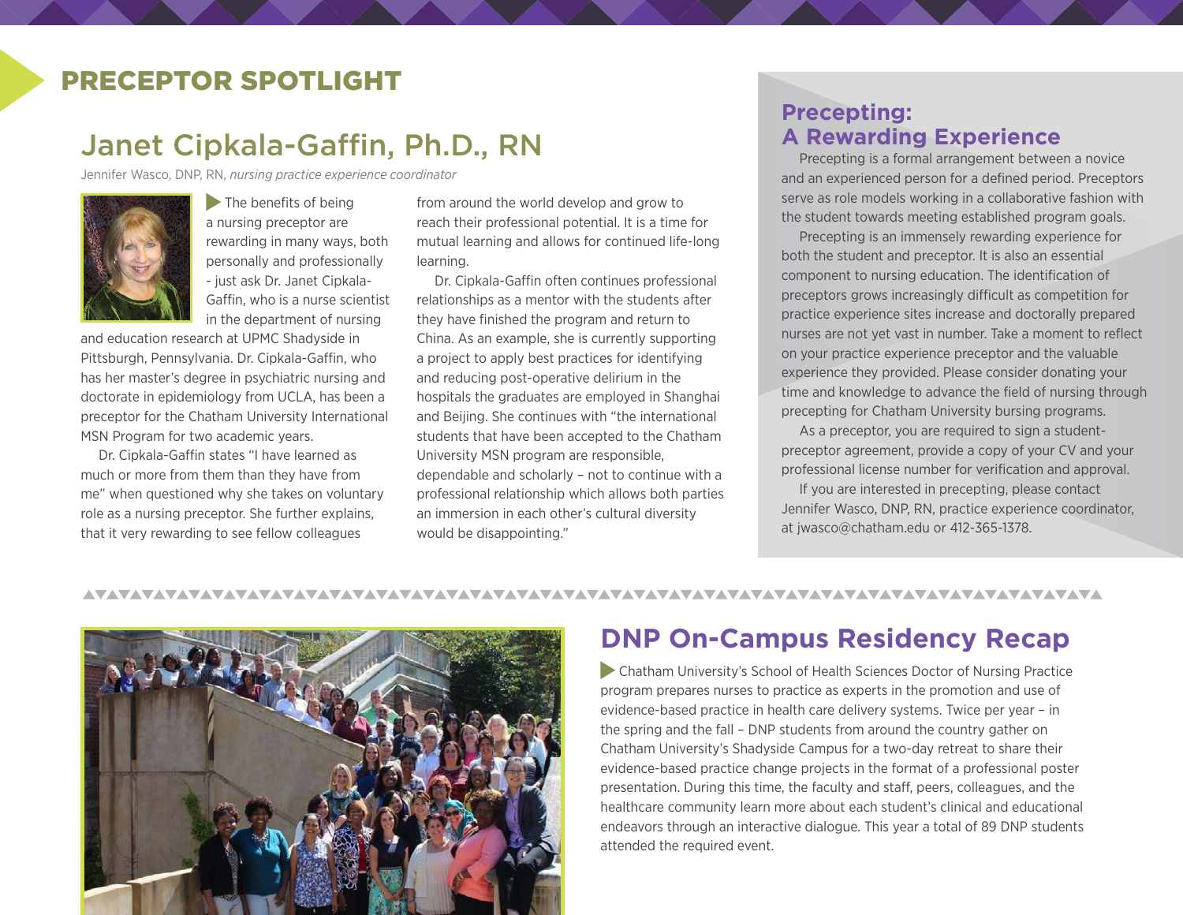## PRECEPTOR SPOTLIGHT

# Janet Cipkala-Gaffin, Ph.D., RN

Jennifer Wasco, DNP, RN, *nursing practice experience coordinator*

The benefits of being a nursing preceptor are rewarding in many ways, both personally and professionally - just ask Dr. Janet Cipkala-Gaffin, who is a nurse scientist in the department of nursing and education research at UPMC Shadyside in Pittsburgh, Pennsylvania. Dr. Cipkala-Gaffin, who has her master's degree in psychiatric nursing and doctorate in epidemiology from UCLA, has been a preceptor for the Chatham University International MSN Program for two academic years.

Dr. Cipkala-Gaffin states "I have learned as much or more from them than they have from me" when questioned why she takes on voluntary role as a nursing preceptor. She further explains, that it very rewarding to see fellow colleagues from around the world develop and grow to reach their professional potential. It is a time for mutual learning and allows for continued life-long learning.

Dr. Cipkala-Gaffin often continues professional relationships as a mentor with the students after they have finished the program and return to China. As an example, she is currently supporting a project to apply best practices for identifying and reducing post-operative delirium in the hospitals the graduates are employed in Shanghai and Beijing. She continues with "the international students that have been accepted to the Chatham University MSN program are responsible, dependable and scholarly – not to continue with a professional relationship which allows both parties an immersion in each other's cultural diversity would be disappointing."

## Precepting: A Rewarding Experience

Precepting is a formal arrangement between a novice and an experienced person for a defined period. Preceptors serve as role models working in a collaborative fashion with the student towards meeting established program goals.

Precepting is an immensely rewarding experience for both the student and preceptor. It is also an essential component to nursing education. The identification of preceptors grows increasingly difficult as competition for practice experience sites increase and doctorally prepared nurses are not yet vast in number. Take a moment to reflect on your practice experience preceptor and the valuable experience they provided. Please consider donating your time and knowledge to advance the field of nursing through precepting for Chatham University bursing programs.

As a preceptor, you are required to sign a student-preceptor agreement, provide a copy of your CV and your professional license number for verification and approval.

If you are interested in precepting, please contact Jennifer Wasco, DNP, RN, practice experience coordinator, at jwasco@chatham.edu or 412-365-1378.

## DNP On-Campus Residency Recap

Chatham University's School of Health Sciences Doctor of Nursing Practice program prepares nurses to practice as experts in the promotion and use of evidence-based practice in health care delivery systems. Twice per year – in the spring and the fall – DNP students from around the country gather on Chatham University's Shadyside Campus for a two-day retreat to share their evidence-based practice change projects in the format of a professional poster presentation. During this time, the faculty and staff, peers, colleagues, and the healthcare community learn more about each student's clinical and educational endeavors through an interactive dialogue. This year a total of 89 DNP students attended the required event.